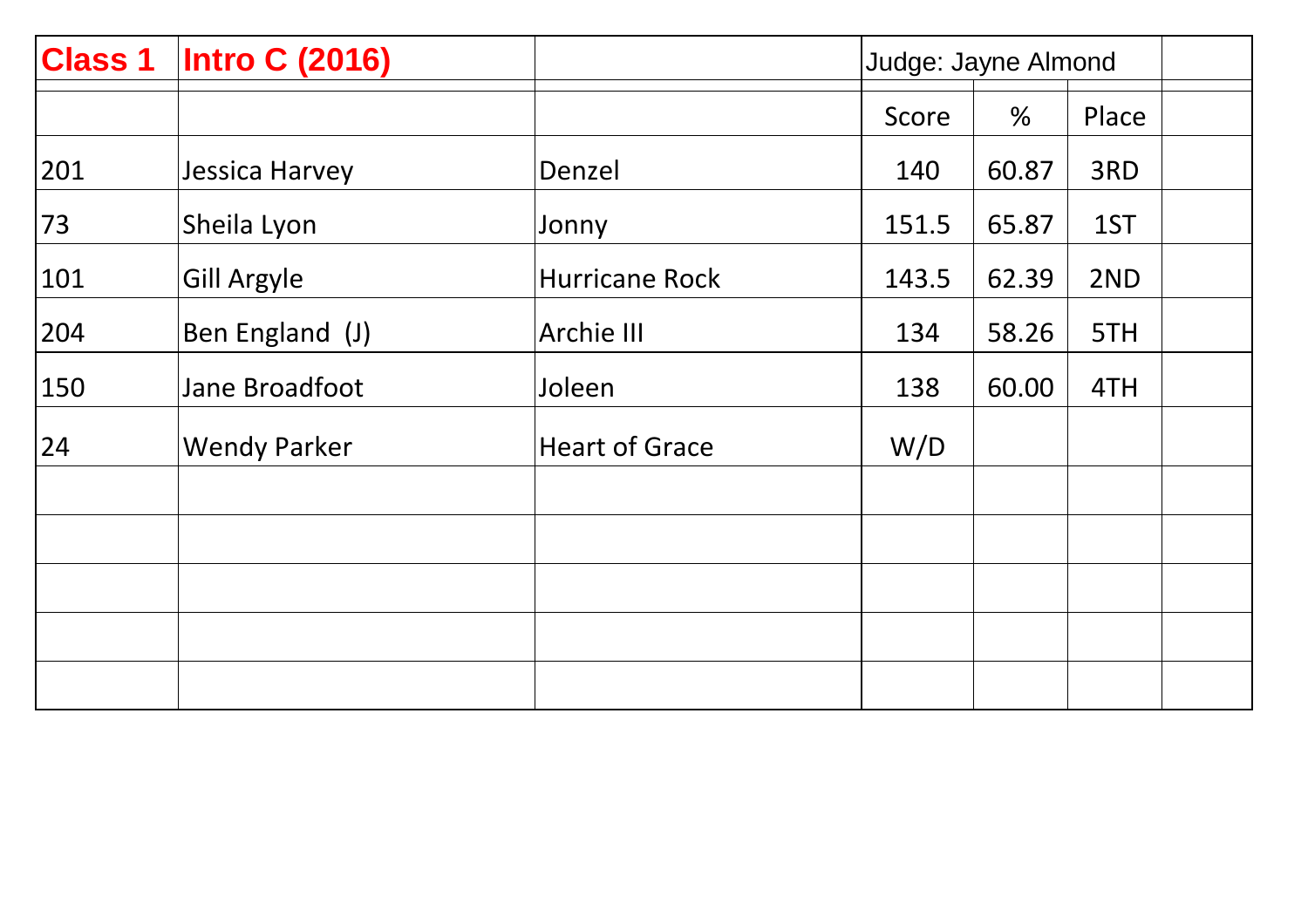| Class 1 | Intro C (2016) | | Judge: Jayne Almond | | | |
|---|---|---|---|---|---|---|
| | | | Score | % | Place | |
| 201 | Jessica Harvey | Denzel | 140 | 60.87 | 3RD | |
| 73 | Sheila Lyon | Jonny | 151.5 | 65.87 | 1ST | |
| 101 | Gill Argyle | Hurricane Rock | 143.5 | 62.39 | 2ND | |
| 204 | Ben England (J) | Archie III | 134 | 58.26 | 5TH | |
| 150 | Jane Broadfoot | Joleen | 138 | 60.00 | 4TH | |
| 24 | Wendy Parker | Heart of Grace | W/D | | | |
| | | | | | | |
| | | | | | | |
| | | | | | | |
| | | | | | | |
| | | | | | | |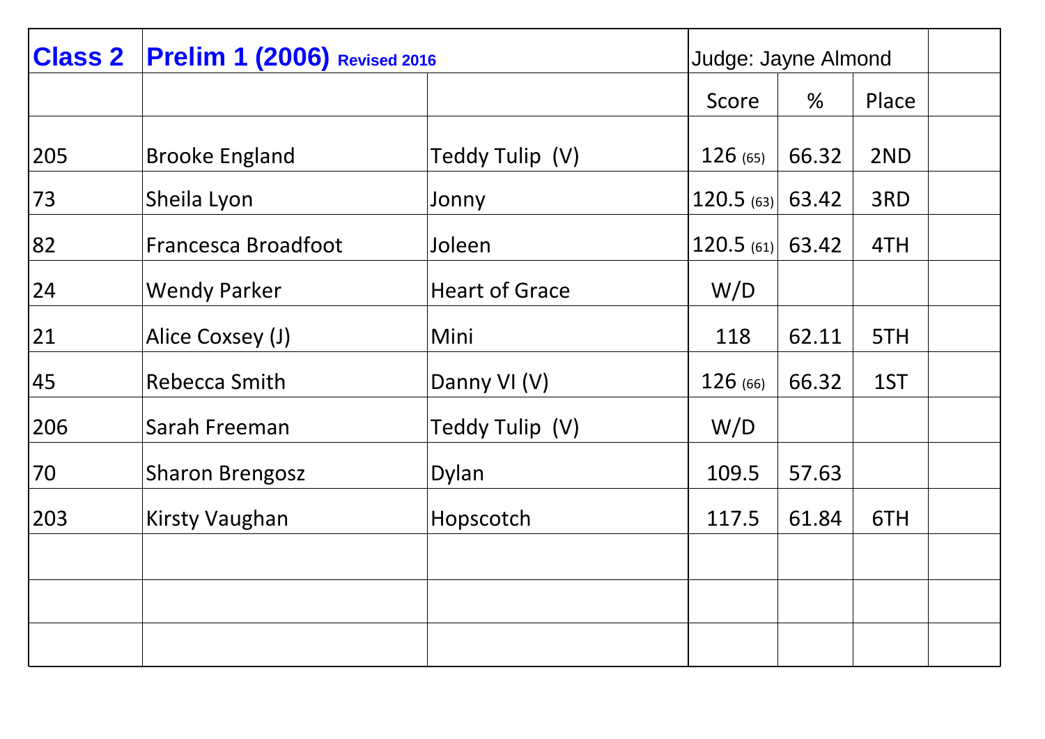| Class 2 | Prelim 1 (2006) Revised 2016 | | Judge: Jayne Almond | | | |
|---|---|---|---|---|---|---|
| | | | Score | % | Place | |
| 205 | Brooke England | Teddy Tulip (V) | 126 (65) | 66.32 | 2ND | |
| 73 | Sheila Lyon | Jonny | 120.5 (63) | 63.42 | 3RD | |
| 82 | Francesca Broadfoot | Joleen | 120.5 (61) | 63.42 | 4TH | |
| 24 | Wendy Parker | Heart of Grace | W/D | | | |
| 21 | Alice Coxsey (J) | Mini | 118 | 62.11 | 5TH | |
| 45 | Rebecca Smith | Danny VI (V) | 126 (66) | 66.32 | 1ST | |
| 206 | Sarah Freeman | Teddy Tulip (V) | W/D | | | |
| 70 | Sharon Brengosz | Dylan | 109.5 | 57.63 | | |
| 203 | Kirsty Vaughan | Hopscotch | 117.5 | 61.84 | 6TH | |
| | | | | | | |
| | | | | | | |
| | | | | | | |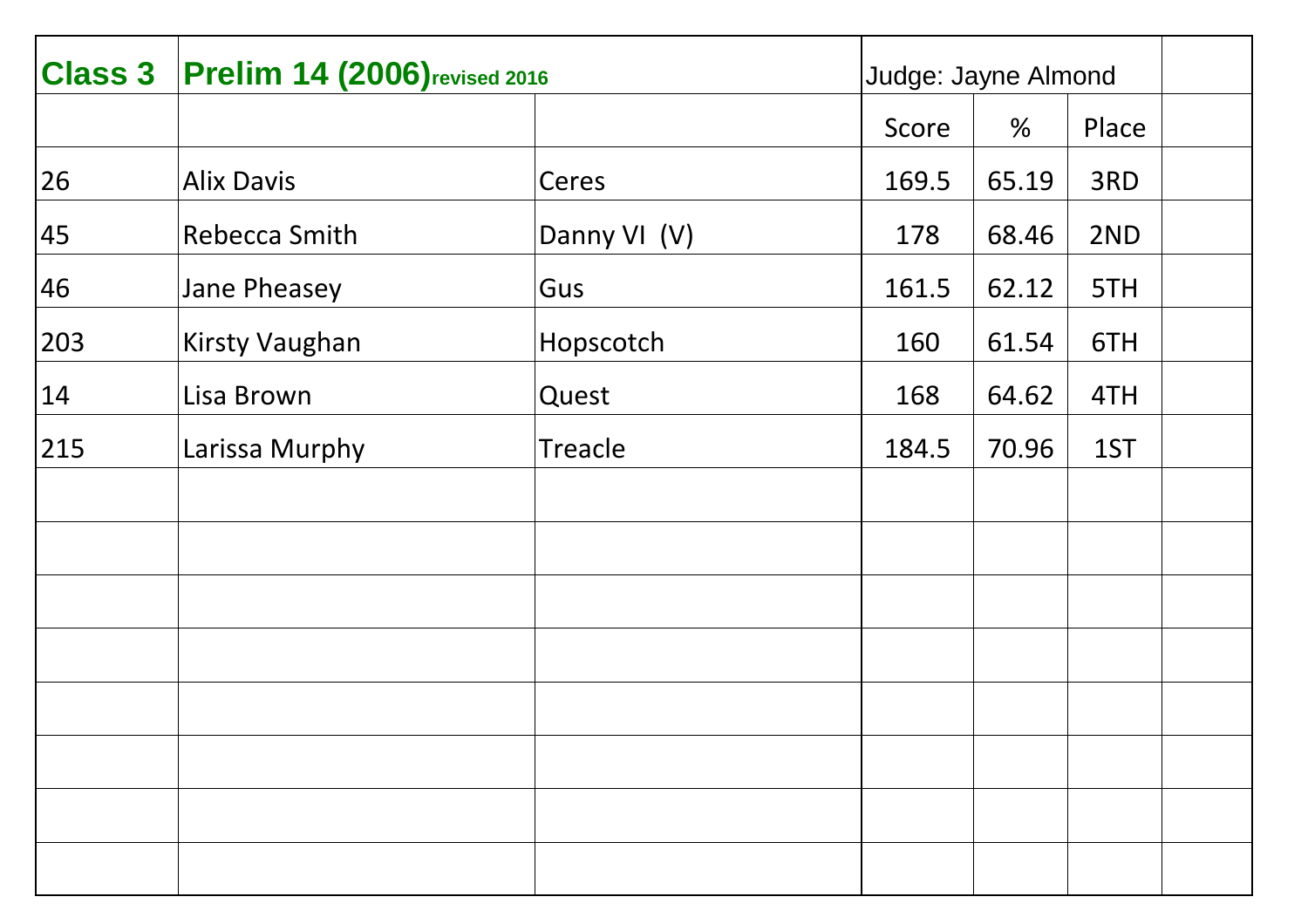| Class 3 | Prelim 14 (2006)revised 2016 | | Judge: Jayne Almond | | | |
|---|---|---|---|---|---|---|
| | | | Score | % | Place | |
| 26 | Alix Davis | Ceres | 169.5 | 65.19 | 3RD | |
| 45 | Rebecca Smith | Danny VI (V) | 178 | 68.46 | 2ND | |
| 46 | Jane Pheasey | Gus | 161.5 | 62.12 | 5TH | |
| 203 | Kirsty Vaughan | Hopscotch | 160 | 61.54 | 6TH | |
| 14 | Lisa Brown | Quest | 168 | 64.62 | 4TH | |
| 215 | Larissa Murphy | Treacle | 184.5 | 70.96 | 1ST | |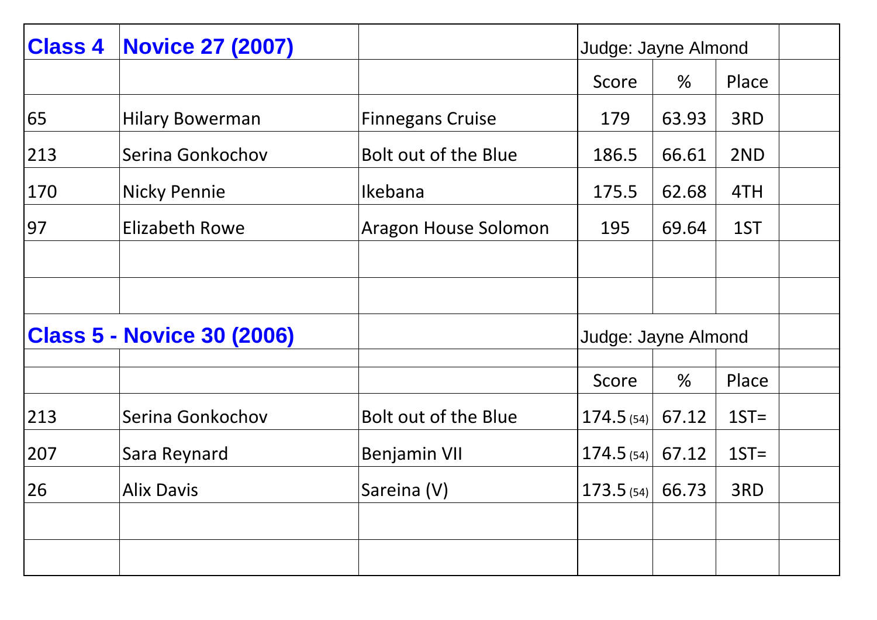## Class 4 Novice 27 (2007)

Judge: Jayne Almond

| | | | Score | % | Place |
|---|---|---|---|---|---|
| 65 | Hilary Bowerman | Finnegans Cruise | 179 | 63.93 | 3RD |
| 213 | Serina Gonkochov | Bolt out of the Blue | 186.5 | 66.61 | 2ND |
| 170 | Nicky Pennie | Ikebana | 175.5 | 62.68 | 4TH |
| 97 | Elizabeth Rowe | Aragon House Solomon | 195 | 69.64 | 1ST |

## Class 5 - Novice 30 (2006)

Judge: Jayne Almond

| | | | Score | % | Place |
|---|---|---|---|---|---|
| 213 | Serina Gonkochov | Bolt out of the Blue | 174.5 (54) | 67.12 | 1ST= |
| 207 | Sara Reynard | Benjamin VII | 174.5 (54) | 67.12 | 1ST= |
| 26 | Alix Davis | Sareina (V) | 173.5 (54) | 66.73 | 3RD |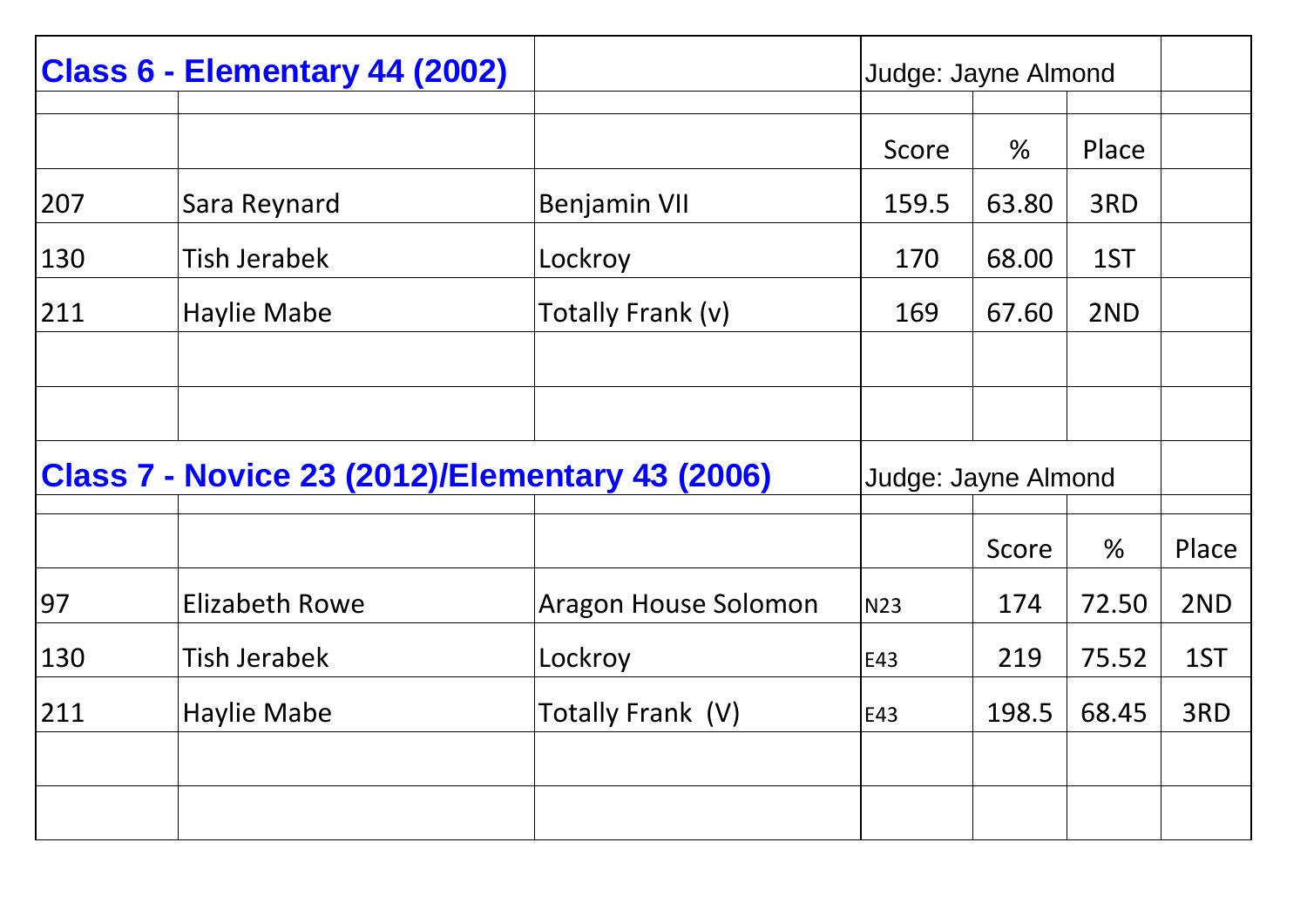## Class 6 - Elementary 44 (2002)

Judge: Jayne Almond

| | | | Score | % | Place |
|---|---|---|---|---|---|
| 207 | Sara Reynard | Benjamin VII | 159.5 | 63.80 | 3RD |
| 130 | Tish Jerabek | Lockroy | 170 | 68.00 | 1ST |
| 211 | Haylie Mabe | Totally Frank (v) | 169 | 67.60 | 2ND |

## Class 7 - Novice 23 (2012)/Elementary 43 (2006)

Judge: Jayne Almond

| | | | | Score | % | Place |
|---|---|---|---|---|---|---|
| 97 | Elizabeth Rowe | Aragon House Solomon | N23 | 174 | 72.50 | 2ND |
| 130 | Tish Jerabek | Lockroy | E43 | 219 | 75.52 | 1ST |
| 211 | Haylie Mabe | Totally Frank (V) | E43 | 198.5 | 68.45 | 3RD |